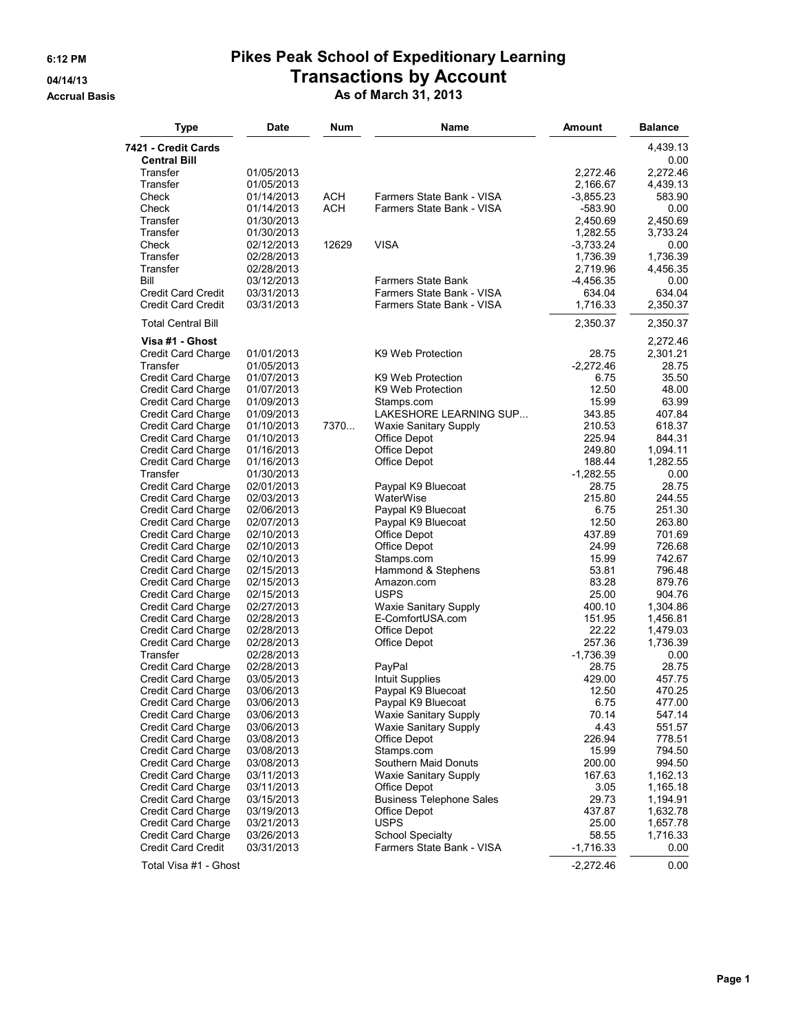# Pikes Peak School of Expeditionary Learning

## Transactions by Account

### As of March 31, 2013

6:12 PM
04/14/13
Accrual Basis

| Type | Date | Num | Name | Amount | Balance |
|---|---|---|---|---|---|
| **7421 - Credit Cards** | | | | | 4,439.13 |
| **Central Bill** | | | | | 0.00 |
| Transfer | 01/05/2013 | | | 2,272.46 | 2,272.46 |
| Transfer | 01/05/2013 | | | 2,166.67 | 4,439.13 |
| Check | 01/14/2013 | ACH | Farmers State Bank - VISA | -3,855.23 | 583.90 |
| Check | 01/14/2013 | ACH | Farmers State Bank - VISA | -583.90 | 0.00 |
| Transfer | 01/30/2013 | | | 2,450.69 | 2,450.69 |
| Transfer | 01/30/2013 | | | 1,282.55 | 3,733.24 |
| Check | 02/12/2013 | 12629 | VISA | -3,733.24 | 0.00 |
| Transfer | 02/28/2013 | | | 1,736.39 | 1,736.39 |
| Transfer | 02/28/2013 | | | 2,719.96 | 4,456.35 |
| Bill | 03/12/2013 | | Farmers State Bank | -4,456.35 | 0.00 |
| Credit Card Credit | 03/31/2013 | | Farmers State Bank - VISA | 634.04 | 634.04 |
| Credit Card Credit | 03/31/2013 | | Farmers State Bank - VISA | 1,716.33 | 2,350.37 |
| Total Central Bill | | | | 2,350.37 | 2,350.37 |
| **Visa #1 - Ghost** | | | | | 2,272.46 |
| Credit Card Charge | 01/01/2013 | | K9 Web Protection | 28.75 | 2,301.21 |
| Transfer | 01/05/2013 | | | -2,272.46 | 28.75 |
| Credit Card Charge | 01/07/2013 | | K9 Web Protection | 6.75 | 35.50 |
| Credit Card Charge | 01/07/2013 | | K9 Web Protection | 12.50 | 48.00 |
| Credit Card Charge | 01/09/2013 | | Stamps.com | 15.99 | 63.99 |
| Credit Card Charge | 01/09/2013 | | LAKESHORE LEARNING SUP... | 343.85 | 407.84 |
| Credit Card Charge | 01/10/2013 | 7370... | Waxie Sanitary Supply | 210.53 | 618.37 |
| Credit Card Charge | 01/10/2013 | | Office Depot | 225.94 | 844.31 |
| Credit Card Charge | 01/16/2013 | | Office Depot | 249.80 | 1,094.11 |
| Credit Card Charge | 01/16/2013 | | Office Depot | 188.44 | 1,282.55 |
| Transfer | 01/30/2013 | | | -1,282.55 | 0.00 |
| Credit Card Charge | 02/01/2013 | | Paypal K9 Bluecoat | 28.75 | 28.75 |
| Credit Card Charge | 02/03/2013 | | WaterWise | 215.80 | 244.55 |
| Credit Card Charge | 02/06/2013 | | Paypal K9 Bluecoat | 6.75 | 251.30 |
| Credit Card Charge | 02/07/2013 | | Paypal K9 Bluecoat | 12.50 | 263.80 |
| Credit Card Charge | 02/10/2013 | | Office Depot | 437.89 | 701.69 |
| Credit Card Charge | 02/10/2013 | | Office Depot | 24.99 | 726.68 |
| Credit Card Charge | 02/10/2013 | | Stamps.com | 15.99 | 742.67 |
| Credit Card Charge | 02/15/2013 | | Hammond & Stephens | 53.81 | 796.48 |
| Credit Card Charge | 02/15/2013 | | Amazon.com | 83.28 | 879.76 |
| Credit Card Charge | 02/15/2013 | | USPS | 25.00 | 904.76 |
| Credit Card Charge | 02/27/2013 | | Waxie Sanitary Supply | 400.10 | 1,304.86 |
| Credit Card Charge | 02/28/2013 | | E-ComfortUSA.com | 151.95 | 1,456.81 |
| Credit Card Charge | 02/28/2013 | | Office Depot | 22.22 | 1,479.03 |
| Credit Card Charge | 02/28/2013 | | Office Depot | 257.36 | 1,736.39 |
| Transfer | 02/28/2013 | | | -1,736.39 | 0.00 |
| Credit Card Charge | 02/28/2013 | | PayPal | 28.75 | 28.75 |
| Credit Card Charge | 03/05/2013 | | Intuit Supplies | 429.00 | 457.75 |
| Credit Card Charge | 03/06/2013 | | Paypal K9 Bluecoat | 12.50 | 470.25 |
| Credit Card Charge | 03/06/2013 | | Paypal K9 Bluecoat | 6.75 | 477.00 |
| Credit Card Charge | 03/06/2013 | | Waxie Sanitary Supply | 70.14 | 547.14 |
| Credit Card Charge | 03/06/2013 | | Waxie Sanitary Supply | 4.43 | 551.57 |
| Credit Card Charge | 03/08/2013 | | Office Depot | 226.94 | 778.51 |
| Credit Card Charge | 03/08/2013 | | Stamps.com | 15.99 | 794.50 |
| Credit Card Charge | 03/08/2013 | | Southern Maid Donuts | 200.00 | 994.50 |
| Credit Card Charge | 03/11/2013 | | Waxie Sanitary Supply | 167.63 | 1,162.13 |
| Credit Card Charge | 03/11/2013 | | Office Depot | 3.05 | 1,165.18 |
| Credit Card Charge | 03/15/2013 | | Business Telephone Sales | 29.73 | 1,194.91 |
| Credit Card Charge | 03/19/2013 | | Office Depot | 437.87 | 1,632.78 |
| Credit Card Charge | 03/21/2013 | | USPS | 25.00 | 1,657.78 |
| Credit Card Charge | 03/26/2013 | | School Specialty | 58.55 | 1,716.33 |
| Credit Card Credit | 03/31/2013 | | Farmers State Bank - VISA | -1,716.33 | 0.00 |
| Total Visa #1 - Ghost | | | | -2,272.46 | 0.00 |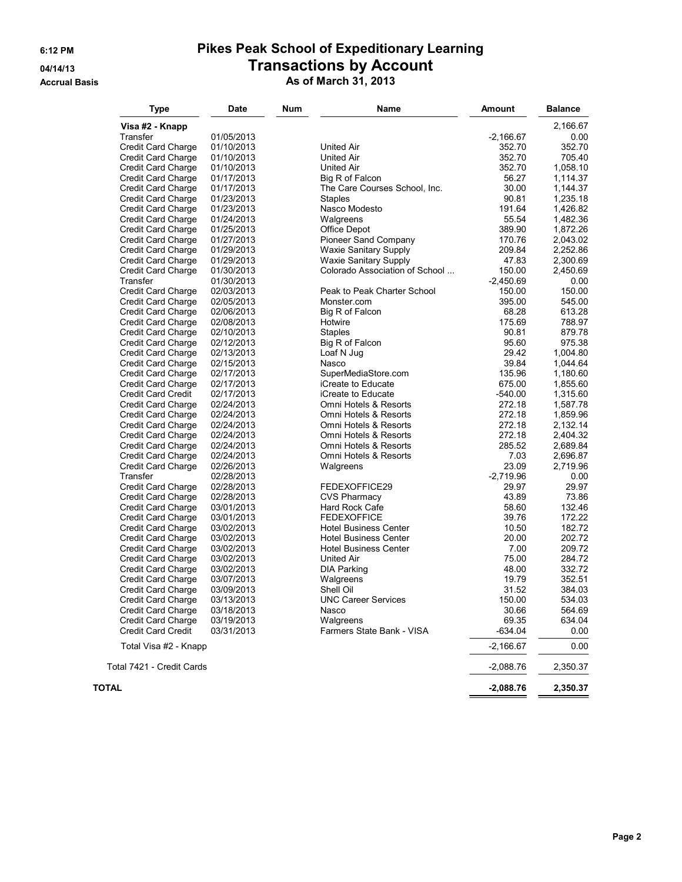6:12 PM
04/14/13
Accrual Basis

# Pikes Peak School of Expeditionary Learning
## Transactions by Account
### As of March 31, 2013

| Type | Date | Num | Name | Amount | Balance |
|---|---|---|---|---|---|
| **Visa #2 - Knapp** | | | | | 2,166.67 |
| Transfer | 01/05/2013 | | | -2,166.67 | 0.00 |
| Credit Card Charge | 01/10/2013 | | United Air | 352.70 | 352.70 |
| Credit Card Charge | 01/10/2013 | | United Air | 352.70 | 705.40 |
| Credit Card Charge | 01/10/2013 | | United Air | 352.70 | 1,058.10 |
| Credit Card Charge | 01/17/2013 | | Big R of Falcon | 56.27 | 1,114.37 |
| Credit Card Charge | 01/17/2013 | | The Care Courses School, Inc. | 30.00 | 1,144.37 |
| Credit Card Charge | 01/23/2013 | | Staples | 90.81 | 1,235.18 |
| Credit Card Charge | 01/23/2013 | | Nasco Modesto | 191.64 | 1,426.82 |
| Credit Card Charge | 01/24/2013 | | Walgreens | 55.54 | 1,482.36 |
| Credit Card Charge | 01/25/2013 | | Office Depot | 389.90 | 1,872.26 |
| Credit Card Charge | 01/27/2013 | | Pioneer Sand Company | 170.76 | 2,043.02 |
| Credit Card Charge | 01/29/2013 | | Waxie Sanitary Supply | 209.84 | 2,252.86 |
| Credit Card Charge | 01/29/2013 | | Waxie Sanitary Supply | 47.83 | 2,300.69 |
| Credit Card Charge | 01/30/2013 | | Colorado Association of School ... | 150.00 | 2,450.69 |
| Transfer | 01/30/2013 | | | -2,450.69 | 0.00 |
| Credit Card Charge | 02/03/2013 | | Peak to Peak Charter School | 150.00 | 150.00 |
| Credit Card Charge | 02/05/2013 | | Monster.com | 395.00 | 545.00 |
| Credit Card Charge | 02/06/2013 | | Big R of Falcon | 68.28 | 613.28 |
| Credit Card Charge | 02/08/2013 | | Hotwire | 175.69 | 788.97 |
| Credit Card Charge | 02/10/2013 | | Staples | 90.81 | 879.78 |
| Credit Card Charge | 02/12/2013 | | Big R of Falcon | 95.60 | 975.38 |
| Credit Card Charge | 02/13/2013 | | Loaf N Jug | 29.42 | 1,004.80 |
| Credit Card Charge | 02/15/2013 | | Nasco | 39.84 | 1,044.64 |
| Credit Card Charge | 02/17/2013 | | SuperMediaStore.com | 135.96 | 1,180.60 |
| Credit Card Charge | 02/17/2013 | | iCreate to Educate | 675.00 | 1,855.60 |
| Credit Card Credit | 02/17/2013 | | iCreate to Educate | -540.00 | 1,315.60 |
| Credit Card Charge | 02/24/2013 | | Omni Hotels & Resorts | 272.18 | 1,587.78 |
| Credit Card Charge | 02/24/2013 | | Omni Hotels & Resorts | 272.18 | 1,859.96 |
| Credit Card Charge | 02/24/2013 | | Omni Hotels & Resorts | 272.18 | 2,132.14 |
| Credit Card Charge | 02/24/2013 | | Omni Hotels & Resorts | 272.18 | 2,404.32 |
| Credit Card Charge | 02/24/2013 | | Omni Hotels & Resorts | 285.52 | 2,689.84 |
| Credit Card Charge | 02/24/2013 | | Omni Hotels & Resorts | 7.03 | 2,696.87 |
| Credit Card Charge | 02/26/2013 | | Walgreens | 23.09 | 2,719.96 |
| Transfer | 02/28/2013 | | | -2,719.96 | 0.00 |
| Credit Card Charge | 02/28/2013 | | FEDEXOFFICE29 | 29.97 | 29.97 |
| Credit Card Charge | 02/28/2013 | | CVS Pharmacy | 43.89 | 73.86 |
| Credit Card Charge | 03/01/2013 | | Hard Rock Cafe | 58.60 | 132.46 |
| Credit Card Charge | 03/01/2013 | | FEDEXOFFICE | 39.76 | 172.22 |
| Credit Card Charge | 03/02/2013 | | Hotel Business Center | 10.50 | 182.72 |
| Credit Card Charge | 03/02/2013 | | Hotel Business Center | 20.00 | 202.72 |
| Credit Card Charge | 03/02/2013 | | Hotel Business Center | 7.00 | 209.72 |
| Credit Card Charge | 03/02/2013 | | United Air | 75.00 | 284.72 |
| Credit Card Charge | 03/02/2013 | | DIA Parking | 48.00 | 332.72 |
| Credit Card Charge | 03/07/2013 | | Walgreens | 19.79 | 352.51 |
| Credit Card Charge | 03/09/2013 | | Shell Oil | 31.52 | 384.03 |
| Credit Card Charge | 03/13/2013 | | UNC Career Services | 150.00 | 534.03 |
| Credit Card Charge | 03/18/2013 | | Nasco | 30.66 | 564.69 |
| Credit Card Charge | 03/19/2013 | | Walgreens | 69.35 | 634.04 |
| Credit Card Credit | 03/31/2013 | | Farmers State Bank - VISA | -634.04 | 0.00 |
| Total Visa #2 - Knapp | | | | -2,166.67 | 0.00 |
| Total 7421 - Credit Cards | | | | -2,088.76 | 2,350.37 |
| **TOTAL** | | | | **-2,088.76** | **2,350.37** |